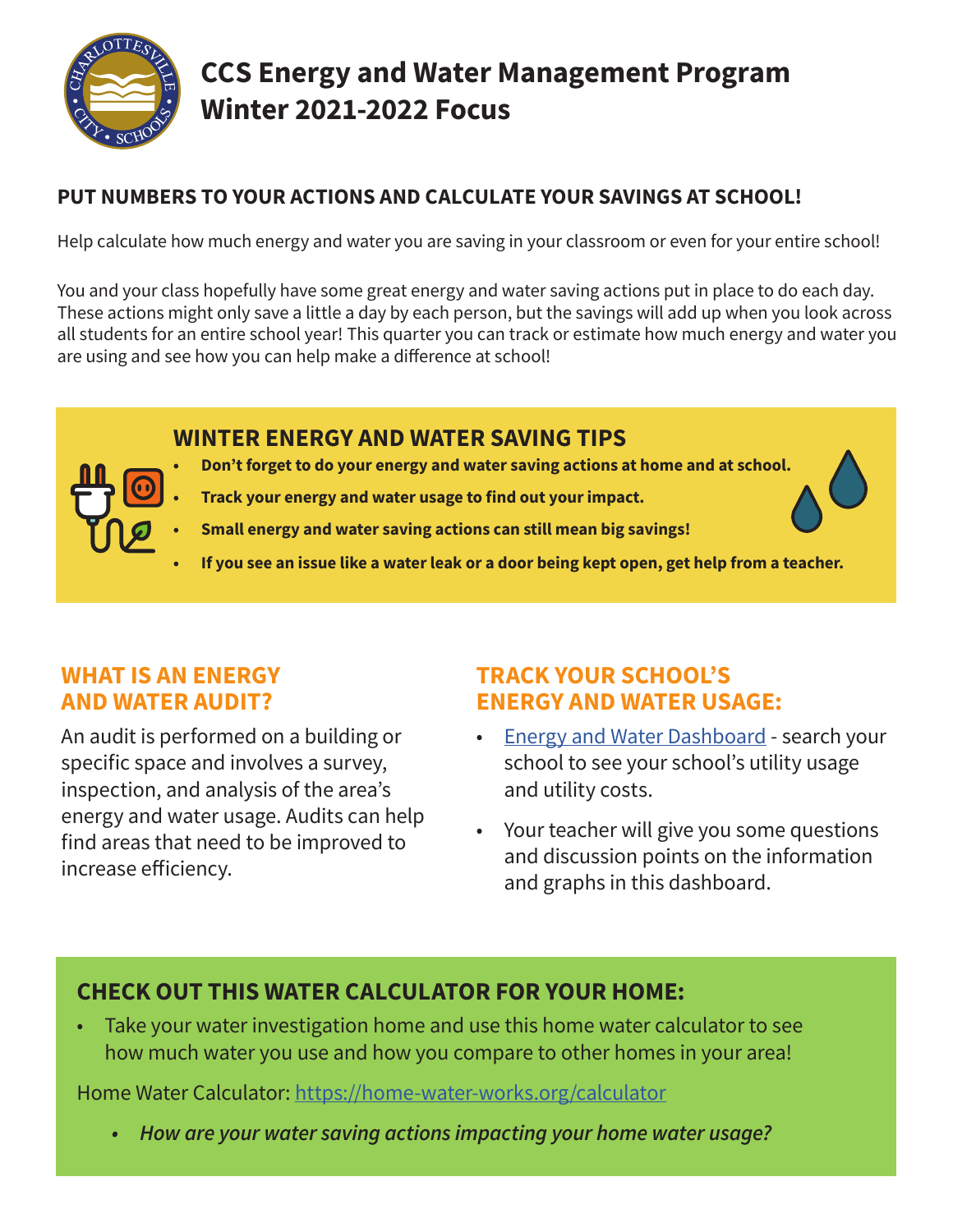# CCS Energy and Water Management Program
# Winter 2021-2022 Focus

## PUT NUMBERS TO YOUR ACTIONS AND CALCULATE YOUR SAVINGS AT SCHOOL!

Help calculate how much energy and water you are saving in your classroom or even for your entire school!

You and your class hopefully have some great energy and water saving actions put in place to do each day. These actions might only save a little a day by each person, but the savings will add up when you look across all students for an entire school year! This quarter you can track or estimate how much energy and water you are using and see how you can help make a difference at school!

## WINTER ENERGY AND WATER SAVING TIPS

- **Don't forget to do your energy and water saving actions at home and at school.**
- **Track your energy and water usage to find out your impact.**
- **Small energy and water saving actions can still mean big savings!**
- **If you see an issue like a water leak or a door being kept open, get help from a teacher.**

## WHAT IS AN ENERGY AND WATER AUDIT?

An audit is performed on a building or specific space and involves a survey, inspection, and analysis of the area's energy and water usage. Audits can help find areas that need to be improved to increase efficiency.

## TRACK YOUR SCHOOL'S ENERGY AND WATER USAGE:

- Energy and Water Dashboard - search your school to see your school's utility usage and utility costs.
- Your teacher will give you some questions and discussion points on the information and graphs in this dashboard.

## CHECK OUT THIS WATER CALCULATOR FOR YOUR HOME:

- Take your water investigation home and use this home water calculator to see how much water you use and how you compare to other homes in your area!

Home Water Calculator: https://home-water-works.org/calculator

- ***How are your water saving actions impacting your home water usage?***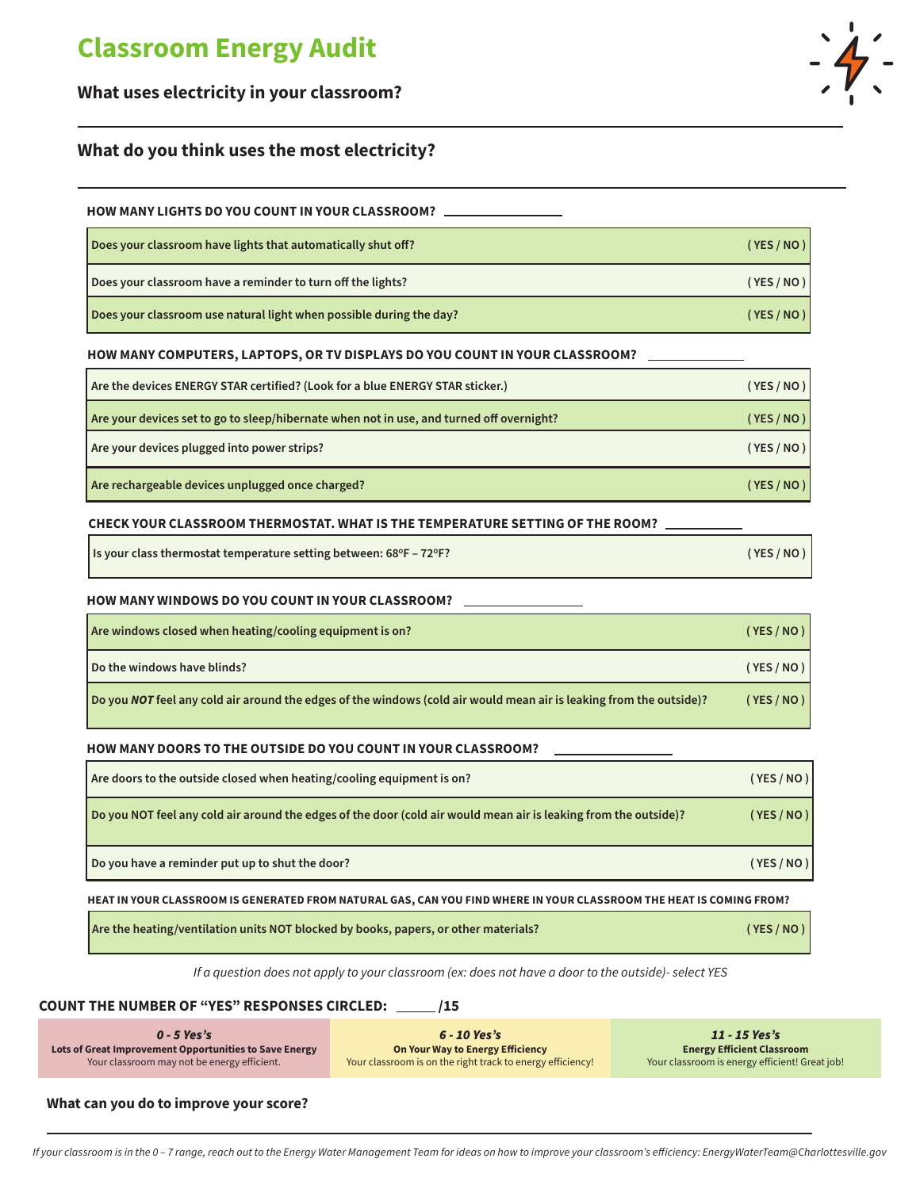# Classroom Energy Audit

**What uses electricity in your classroom?**

---

**What do you think uses the most electricity?**

---

**HOW MANY LIGHTS DO YOU COUNT IN YOUR CLASSROOM?** \_\_\_\_\_\_\_\_\_\_\_\_

| | |
|---|---|
| Does your classroom have lights that automatically shut off? | ( YES / NO ) |
| Does your classroom have a reminder to turn off the lights? | ( YES / NO ) |
| Does your classroom use natural light when possible during the day? | ( YES / NO ) |

**HOW MANY COMPUTERS, LAPTOPS, OR TV DISPLAYS DO YOU COUNT IN YOUR CLASSROOM?** \_\_\_\_\_\_\_\_\_\_\_\_

| | |
|---|---|
| Are the devices ENERGY STAR certified? (Look for a blue ENERGY STAR sticker.) | ( YES / NO ) |
| Are your devices set to go to sleep/hibernate when not in use, and turned off overnight? | ( YES / NO ) |
| Are your devices plugged into power strips? | ( YES / NO ) |
| Are rechargeable devices unplugged once charged? | ( YES / NO ) |

**CHECK YOUR CLASSROOM THERMOSTAT. WHAT IS THE TEMPERATURE SETTING OF THE ROOM?** \_\_\_\_\_\_\_\_\_\_\_\_

| | |
|---|---|
| Is your class thermostat temperature setting between: 68ºF – 72ºF? | ( YES / NO ) |

**HOW MANY WINDOWS DO YOU COUNT IN YOUR CLASSROOM?** \_\_\_\_\_\_\_\_\_\_\_\_

| | |
|---|---|
| Are windows closed when heating/cooling equipment is on? | ( YES / NO ) |
| Do the windows have blinds? | ( YES / NO ) |
| Do you ***NOT*** feel any cold air around the edges of the windows (cold air would mean air is leaking from the outside)? | ( YES / NO ) |

**HOW MANY DOORS TO THE OUTSIDE DO YOU COUNT IN YOUR CLASSROOM?** \_\_\_\_\_\_\_\_\_\_\_\_

| | |
|---|---|
| Are doors to the outside closed when heating/cooling equipment is on? | ( YES / NO ) |
| Do you NOT feel any cold air around the edges of the door (cold air would mean air is leaking from the outside)? | ( YES / NO ) |
| Do you have a reminder put up to shut the door? | ( YES / NO ) |

**HEAT IN YOUR CLASSROOM IS GENERATED FROM NATURAL GAS, CAN YOU FIND WHERE IN YOUR CLASSROOM THE HEAT IS COMING FROM?**

| | |
|---|---|
| Are the heating/ventilation units NOT blocked by books, papers, or other materials? | ( YES / NO ) |

*If a question does not apply to your classroom (ex: does not have a door to the outside)- select YES*

**COUNT THE NUMBER OF "YES" RESPONSES CIRCLED: \_\_\_\_\_ /15**

| ***0 - 5 Yes's*** | ***6 - 10 Yes's*** | ***11 - 15 Yes's*** |
|---|---|---|
| **Lots of Great Improvement Opportunities to Save Energy** Your classroom may not be energy efficient. | **On Your Way to Energy Efficiency** Your classroom is on the right track to energy efficiency! | **Energy Efficient Classroom** Your classroom is energy efficient! Great job! |

**What can you do to improve your score?**

---

*If your classroom is in the 0 – 7 range, reach out to the Energy Water Management Team for ideas on how to improve your classroom's efficiency: EnergyWaterTeam@Charlottesville.gov*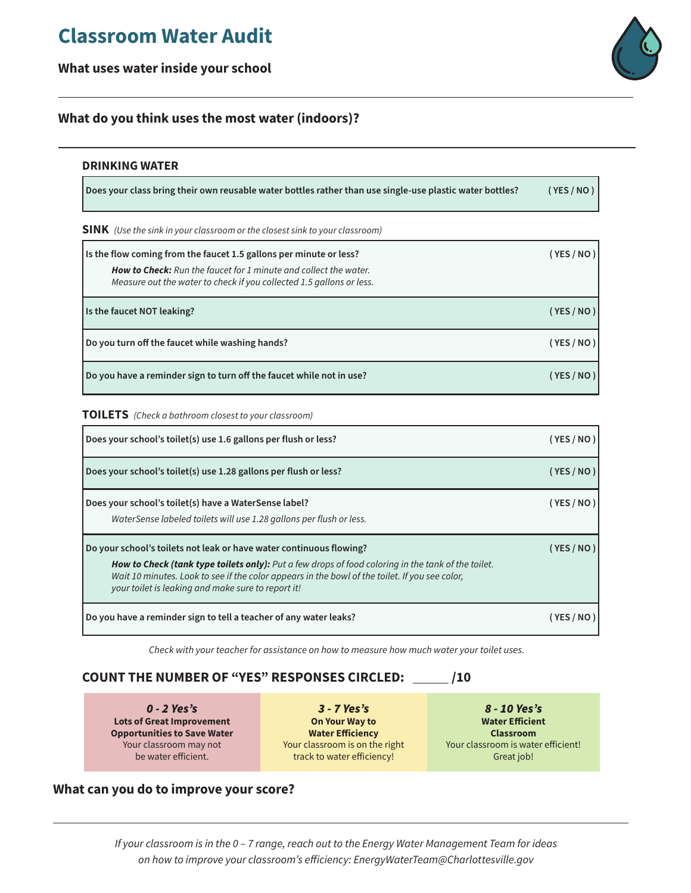# Classroom Water Audit

**What uses water inside your school**

## What do you think uses the most water (indoors)?

### DRINKING WATER

| | |
|---|---|
| **Does your class bring their own reusable water bottles rather than use single-use plastic water bottles?** | **( YES / NO )** |

### SINK *(Use the sink in your classroom or the closest sink to your classroom)*

| | |
|---|---|
| **Is the flow coming from the faucet 1.5 gallons per minute or less?** <br> ***How to Check:*** *Run the faucet for 1 minute and collect the water. Measure out the water to check if you collected 1.5 gallons or less.* | **( YES / NO )** |
| **Is the faucet NOT leaking?** | **( YES / NO )** |
| **Do you turn off the faucet while washing hands?** | **( YES / NO )** |
| **Do you have a reminder sign to turn off the faucet while not in use?** | **( YES / NO )** |

### TOILETS *(Check a bathroom closest to your classroom)*

| | |
|---|---|
| **Does your school's toilet(s) use 1.6 gallons per flush or less?** | **( YES / NO )** |
| **Does your school's toilet(s) use 1.28 gallons per flush or less?** | **( YES / NO )** |
| **Does your school's toilet(s) have a WaterSense label?** <br> *WaterSense labeled toilets will use 1.28 gallons per flush or less.* | **( YES / NO )** |
| **Do your school's toilets not leak or have water continuous flowing?** <br> ***How to Check (tank type toilets only):*** *Put a few drops of food coloring in the tank of the toilet. Wait 10 minutes. Look to see if the color appears in the bowl of the toilet. If you see color, your toilet is leaking and make sure to report it!* | **( YES / NO )** |
| **Do you have a reminder sign to tell a teacher of any water leaks?** | **( YES / NO )** |

*Check with your teacher for assistance on how to measure how much water your toilet uses.*

### COUNT THE NUMBER OF "YES" RESPONSES CIRCLED: _____ /10

| ***0 - 2 Yes's*** | ***3 - 7 Yes's*** | ***8 - 10 Yes's*** |
|---|---|---|
| **Lots of Great Improvement Opportunities to Save Water** <br> Your classroom may not be water efficient. | **On Your Way to Water Efficiency** <br> Your classroom is on the right track to water efficiency! | **Water Efficient Classroom** <br> Your classroom is water efficient! Great job! |

## What can you do to improve your score?

*If your classroom is in the 0 – 7 range, reach out to the Energy Water Management Team for ideas on how to improve your classroom's efficiency: EnergyWaterTeam@Charlottesville.gov*